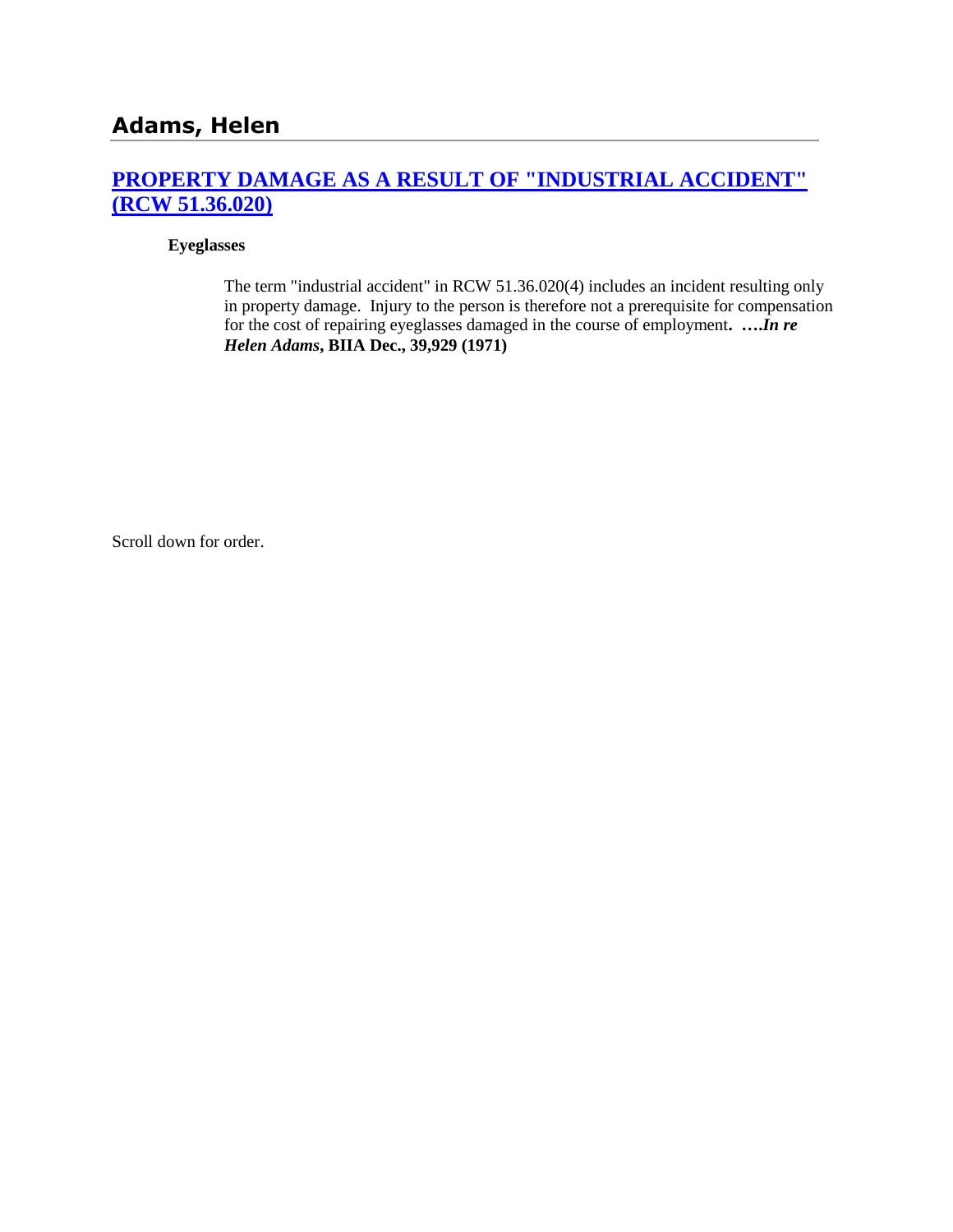## Adams, Helen

### [PROPERTY DAMAGE AS A RESULT OF "INDUSTRIAL ACCIDENT" (RCW 51.36.020)]

**Eyeglasses**

> The term "industrial accident" in RCW 51.36.020(4) includes an incident resulting only in property damage. Injury to the person is therefore not a prerequisite for compensation for the cost of repairing eyeglasses damaged in the course of employment**. ….*In re Helen Adams*, BIIA Dec., 39,929 (1971)**

Scroll down for order.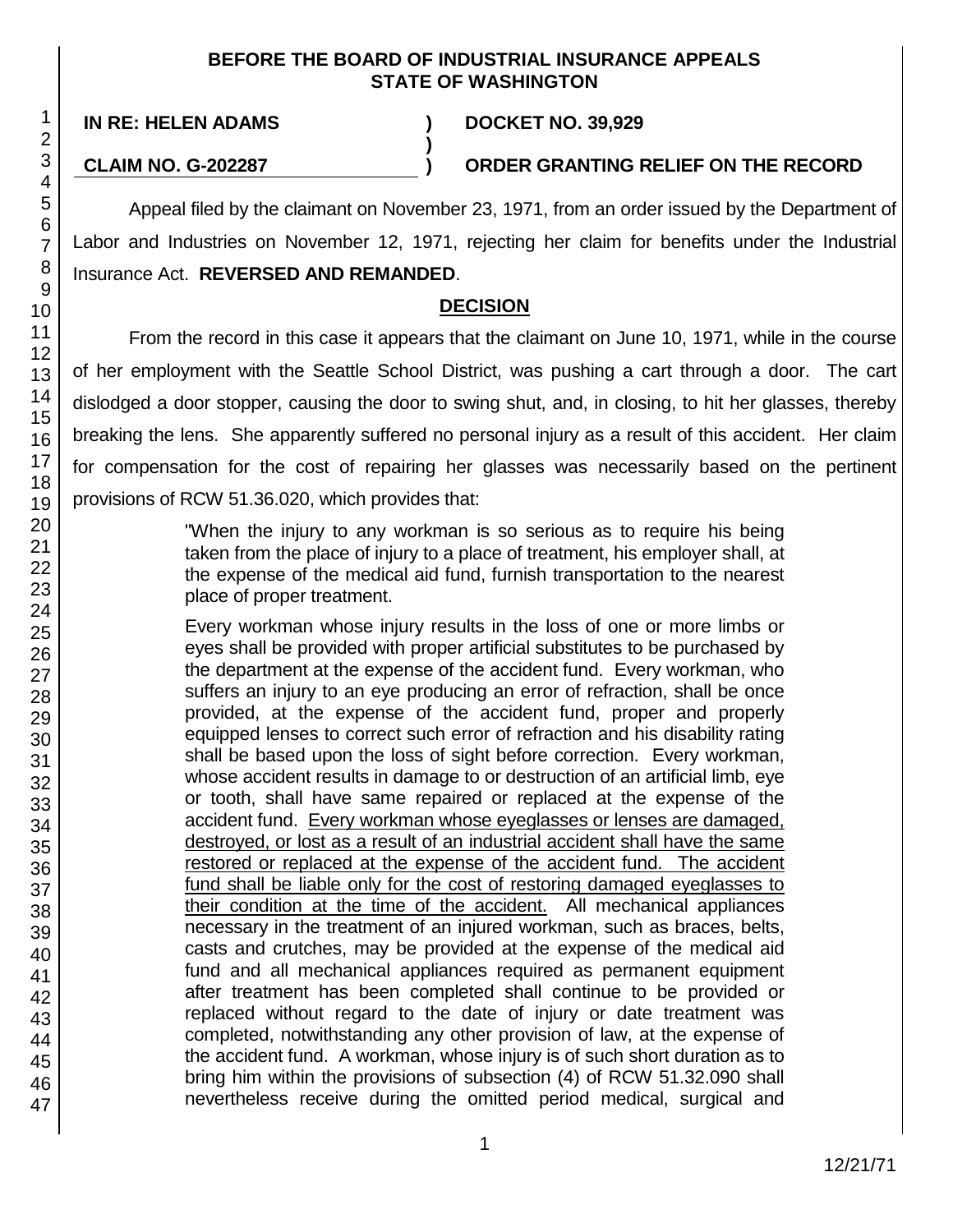**BEFORE THE BOARD OF INDUSTRIAL INSURANCE APPEALS**
**STATE OF WASHINGTON**

**IN RE: HELEN ADAMS** ) **DOCKET NO. 39,929**
)
**CLAIM NO. G-202287** ) **ORDER GRANTING RELIEF ON THE RECORD**

Appeal filed by the claimant on November 23, 1971, from an order issued by the Department of Labor and Industries on November 12, 1971, rejecting her claim for benefits under the Industrial Insurance Act. **REVERSED AND REMANDED**.

## DECISION

From the record in this case it appears that the claimant on June 10, 1971, while in the course of her employment with the Seattle School District, was pushing a cart through a door. The cart dislodged a door stopper, causing the door to swing shut, and, in closing, to hit her glasses, thereby breaking the lens. She apparently suffered no personal injury as a result of this accident. Her claim for compensation for the cost of repairing her glasses was necessarily based on the pertinent provisions of RCW 51.36.020, which provides that:

> "When the injury to any workman is so serious as to require his being taken from the place of injury to a place of treatment, his employer shall, at the expense of the medical aid fund, furnish transportation to the nearest place of proper treatment.
>
> Every workman whose injury results in the loss of one or more limbs or eyes shall be provided with proper artificial substitutes to be purchased by the department at the expense of the accident fund. Every workman, who suffers an injury to an eye producing an error of refraction, shall be once provided, at the expense of the accident fund, proper and properly equipped lenses to correct such error of refraction and his disability rating shall be based upon the loss of sight before correction. Every workman, whose accident results in damage to or destruction of an artificial limb, eye or tooth, shall have same repaired or replaced at the expense of the accident fund. <u>Every workman whose eyeglasses or lenses are damaged, destroyed, or lost as a result of an industrial accident shall have the same restored or replaced at the expense of the accident fund. The accident fund shall be liable only for the cost of restoring damaged eyeglasses to their condition at the time of the accident.</u> All mechanical appliances necessary in the treatment of an injured workman, such as braces, belts, casts and crutches, may be provided at the expense of the medical aid fund and all mechanical appliances required as permanent equipment after treatment has been completed shall continue to be provided or replaced without regard to the date of injury or date treatment was completed, notwithstanding any other provision of law, at the expense of the accident fund. A workman, whose injury is of such short duration as to bring him within the provisions of subsection (4) of RCW 51.32.090 shall nevertheless receive during the omitted period medical, surgical and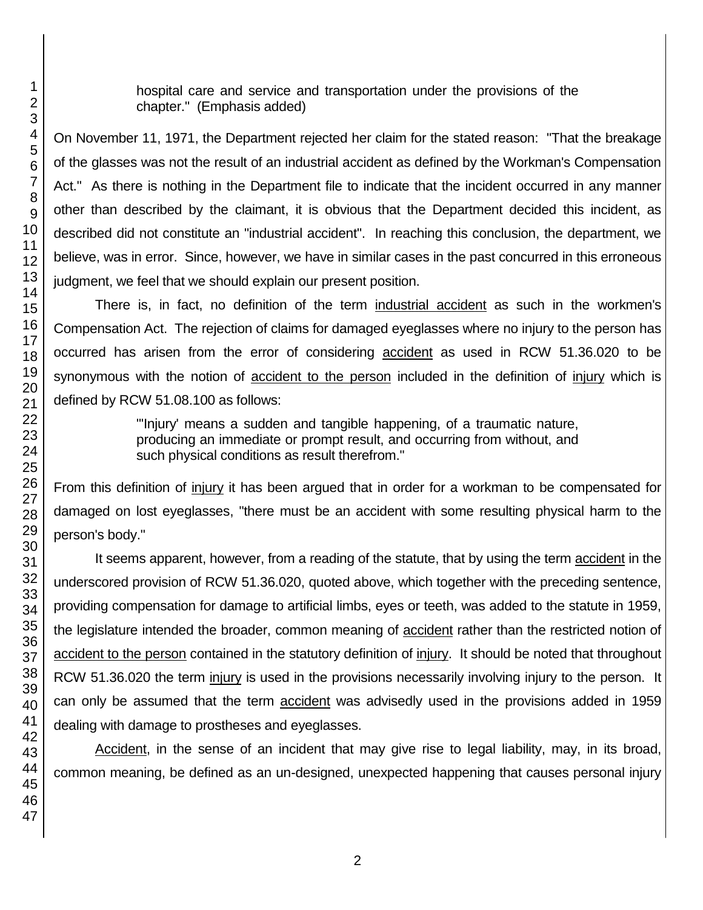hospital care and service and transportation under the provisions of the chapter." (Emphasis added)

On November 11, 1971, the Department rejected her claim for the stated reason: "That the breakage of the glasses was not the result of an industrial accident as defined by the Workman's Compensation Act." As there is nothing in the Department file to indicate that the incident occurred in any manner other than described by the claimant, it is obvious that the Department decided this incident, as described did not constitute an "industrial accident". In reaching this conclusion, the department, we believe, was in error. Since, however, we have in similar cases in the past concurred in this erroneous judgment, we feel that we should explain our present position.

There is, in fact, no definition of the term industrial accident as such in the workmen's Compensation Act. The rejection of claims for damaged eyeglasses where no injury to the person has occurred has arisen from the error of considering accident as used in RCW 51.36.020 to be synonymous with the notion of accident to the person included in the definition of injury which is defined by RCW 51.08.100 as follows:

> "'Injury' means a sudden and tangible happening, of a traumatic nature, producing an immediate or prompt result, and occurring from without, and such physical conditions as result therefrom."

From this definition of injury it has been argued that in order for a workman to be compensated for damaged on lost eyeglasses, "there must be an accident with some resulting physical harm to the person's body."

It seems apparent, however, from a reading of the statute, that by using the term accident in the underscored provision of RCW 51.36.020, quoted above, which together with the preceding sentence, providing compensation for damage to artificial limbs, eyes or teeth, was added to the statute in 1959, the legislature intended the broader, common meaning of accident rather than the restricted notion of accident to the person contained in the statutory definition of injury. It should be noted that throughout RCW 51.36.020 the term injury is used in the provisions necessarily involving injury to the person. It can only be assumed that the term accident was advisedly used in the provisions added in 1959 dealing with damage to prostheses and eyeglasses.

Accident, in the sense of an incident that may give rise to legal liability, may, in its broad, common meaning, be defined as an un-designed, unexpected happening that causes personal injury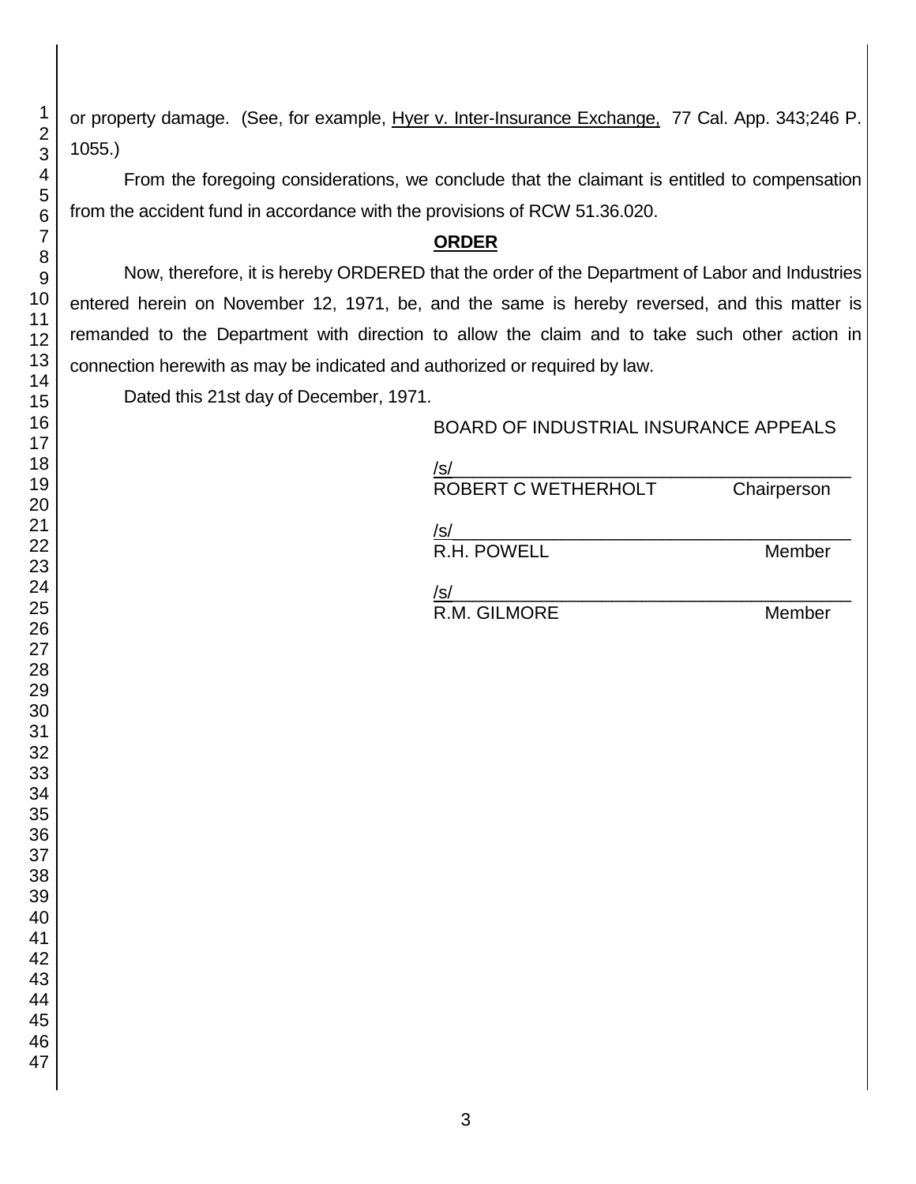or property damage. (See, for example, Hyer v. Inter-Insurance Exchange, 77 Cal. App. 343;246 P. 1055.)

From the foregoing considerations, we conclude that the claimant is entitled to compensation from the accident fund in accordance with the provisions of RCW 51.36.020.

**ORDER**

Now, therefore, it is hereby ORDERED that the order of the Department of Labor and Industries entered herein on November 12, 1971, be, and the same is hereby reversed, and this matter is remanded to the Department with direction to allow the claim and to take such other action in connection herewith as may be indicated and authorized or required by law.

Dated this 21st day of December, 1971.

BOARD OF INDUSTRIAL INSURANCE APPEALS

/s/
ROBERT C WETHERHOLT Chairperson

/s/
R.H. POWELL Member

/s/
R.M. GILMORE Member